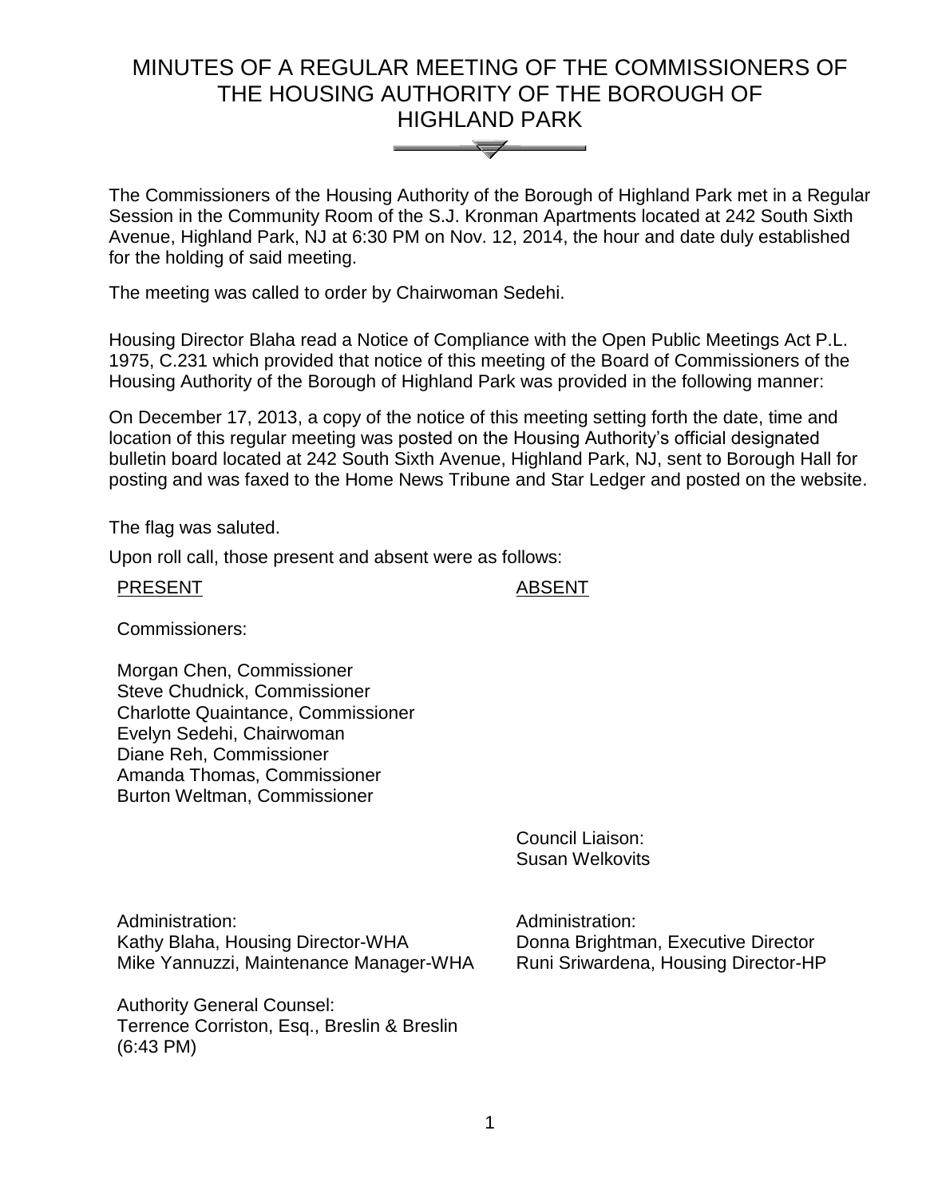# MINUTES OF A REGULAR MEETING OF THE COMMISSIONERS OF THE HOUSING AUTHORITY OF THE BOROUGH OF HIGHLAND PARK

The Commissioners of the Housing Authority of the Borough of Highland Park met in a Regular Session in the Community Room of the S.J. Kronman Apartments located at 242 South Sixth Avenue, Highland Park, NJ at 6:30 PM on Nov. 12, 2014, the hour and date duly established for the holding of said meeting.

The meeting was called to order by Chairwoman Sedehi.

Housing Director Blaha read a Notice of Compliance with the Open Public Meetings Act P.L. 1975, C.231 which provided that notice of this meeting of the Board of Commissioners of the Housing Authority of the Borough of Highland Park was provided in the following manner:

On December 17, 2013, a copy of the notice of this meeting setting forth the date, time and location of this regular meeting was posted on the Housing Authority's official designated bulletin board located at 242 South Sixth Avenue, Highland Park, NJ, sent to Borough Hall for posting and was faxed to the Home News Tribune and Star Ledger and posted on the website.

The flag was saluted.

Upon roll call, those present and absent were as follows:

| PRESENT | ABSENT |
|---|---|
| Commissioners: | |
| Morgan Chen, Commissioner<br>Steve Chudnick, Commissioner<br>Charlotte Quaintance, Commissioner<br>Evelyn Sedehi, Chairwoman<br>Diane Reh, Commissioner<br>Amanda Thomas, Commissioner<br>Burton Weltman, Commissioner | |
| | Council Liaison:<br>Susan Welkovits |
| Administration:<br>Kathy Blaha, Housing Director-WHA<br>Mike Yannuzzi, Maintenance Manager-WHA | Administration:<br>Donna Brightman, Executive Director<br>Runi Sriwardena, Housing Director-HP |
| Authority General Counsel:<br>Terrence Corriston, Esq., Breslin & Breslin<br>(6:43 PM) | |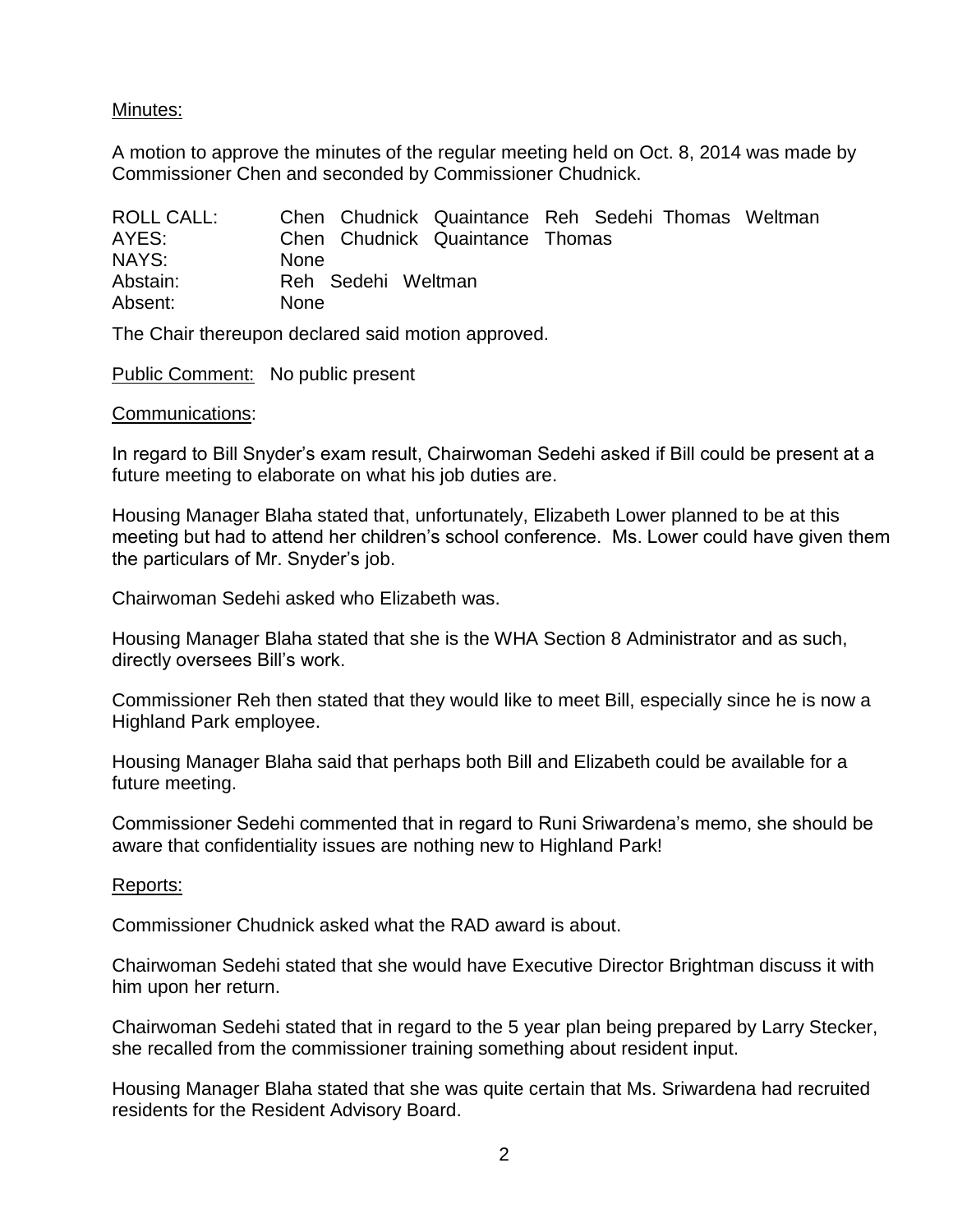Minutes:

A motion to approve the minutes of the regular meeting held on Oct. 8, 2014 was made by Commissioner Chen and seconded by Commissioner Chudnick.

| ROLL CALL: | Chen Chudnick Quaintance Reh Sedehi Thomas Weltman |
|---|---|
| AYES: | Chen Chudnick Quaintance Thomas |
| NAYS: | None |
| Abstain: | Reh Sedehi Weltman |
| Absent: | None |

The Chair thereupon declared said motion approved.

Public Comment: No public present

Communications:

In regard to Bill Snyder's exam result, Chairwoman Sedehi asked if Bill could be present at a future meeting to elaborate on what his job duties are.

Housing Manager Blaha stated that, unfortunately, Elizabeth Lower planned to be at this meeting but had to attend her children's school conference. Ms. Lower could have given them the particulars of Mr. Snyder's job.

Chairwoman Sedehi asked who Elizabeth was.

Housing Manager Blaha stated that she is the WHA Section 8 Administrator and as such, directly oversees Bill's work.

Commissioner Reh then stated that they would like to meet Bill, especially since he is now a Highland Park employee.

Housing Manager Blaha said that perhaps both Bill and Elizabeth could be available for a future meeting.

Commissioner Sedehi commented that in regard to Runi Sriwardena's memo, she should be aware that confidentiality issues are nothing new to Highland Park!

Reports:

Commissioner Chudnick asked what the RAD award is about.

Chairwoman Sedehi stated that she would have Executive Director Brightman discuss it with him upon her return.

Chairwoman Sedehi stated that in regard to the 5 year plan being prepared by Larry Stecker, she recalled from the commissioner training something about resident input.

Housing Manager Blaha stated that she was quite certain that Ms. Sriwardena had recruited residents for the Resident Advisory Board.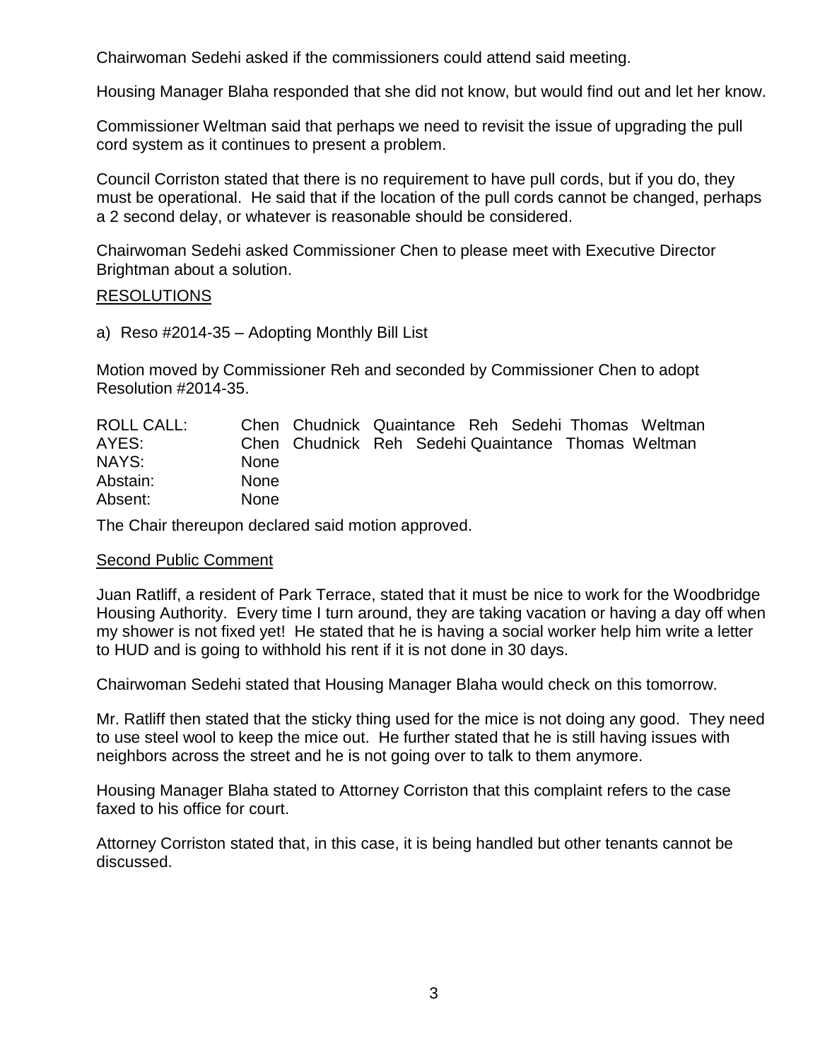Chairwoman Sedehi asked if the commissioners could attend said meeting.

Housing Manager Blaha responded that she did not know, but would find out and let her know.

Commissioner Weltman said that perhaps we need to revisit the issue of upgrading the pull cord system as it continues to present a problem.

Council Corriston stated that there is no requirement to have pull cords, but if you do, they must be operational. He said that if the location of the pull cords cannot be changed, perhaps a 2 second delay, or whatever is reasonable should be considered.

Chairwoman Sedehi asked Commissioner Chen to please meet with Executive Director Brightman about a solution.

<u>RESOLUTIONS</u>

a) Reso #2014-35 – Adopting Monthly Bill List

Motion moved by Commissioner Reh and seconded by Commissioner Chen to adopt Resolution #2014-35.

| | | | | | | | |
|---|---|---|---|---|---|---|---|
| ROLL CALL: | Chen | Chudnick | Quaintance | Reh | Sedehi | Thomas | Weltman |
| AYES: | Chen | Chudnick | Reh | Sedehi | Quaintance | Thomas | Weltman |
| NAYS: | None | | | | | | |
| Abstain: | None | | | | | | |
| Absent: | None | | | | | | |

The Chair thereupon declared said motion approved.

<u>Second Public Comment</u>

Juan Ratliff, a resident of Park Terrace, stated that it must be nice to work for the Woodbridge Housing Authority. Every time I turn around, they are taking vacation or having a day off when my shower is not fixed yet! He stated that he is having a social worker help him write a letter to HUD and is going to withhold his rent if it is not done in 30 days.

Chairwoman Sedehi stated that Housing Manager Blaha would check on this tomorrow.

Mr. Ratliff then stated that the sticky thing used for the mice is not doing any good. They need to use steel wool to keep the mice out. He further stated that he is still having issues with neighbors across the street and he is not going over to talk to them anymore.

Housing Manager Blaha stated to Attorney Corriston that this complaint refers to the case faxed to his office for court.

Attorney Corriston stated that, in this case, it is being handled but other tenants cannot be discussed.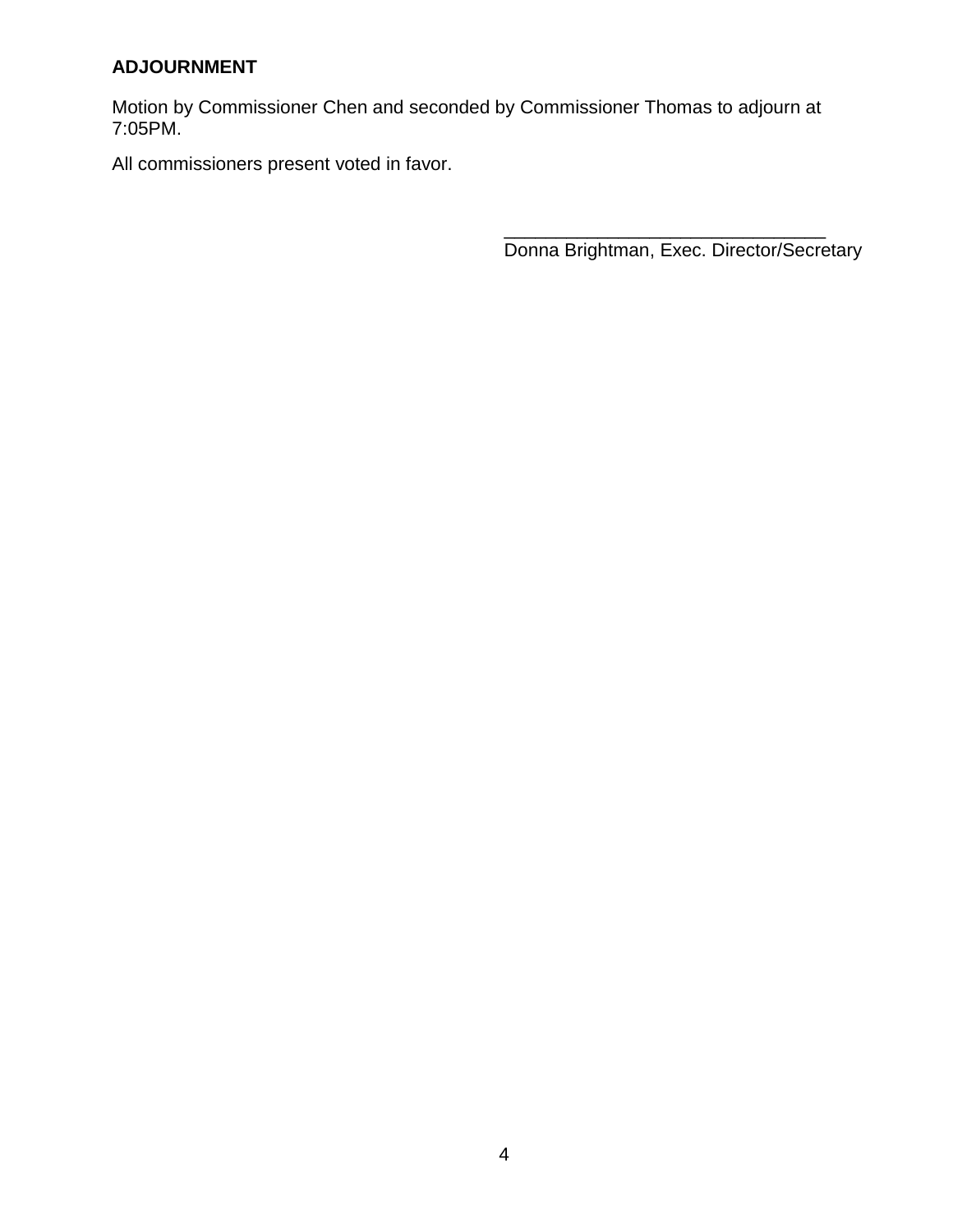**ADJOURNMENT**

Motion by Commissioner Chen and seconded by Commissioner Thomas to adjourn at 7:05PM.

All commissioners present voted in favor.

_______________________________
Donna Brightman, Exec. Director/Secretary